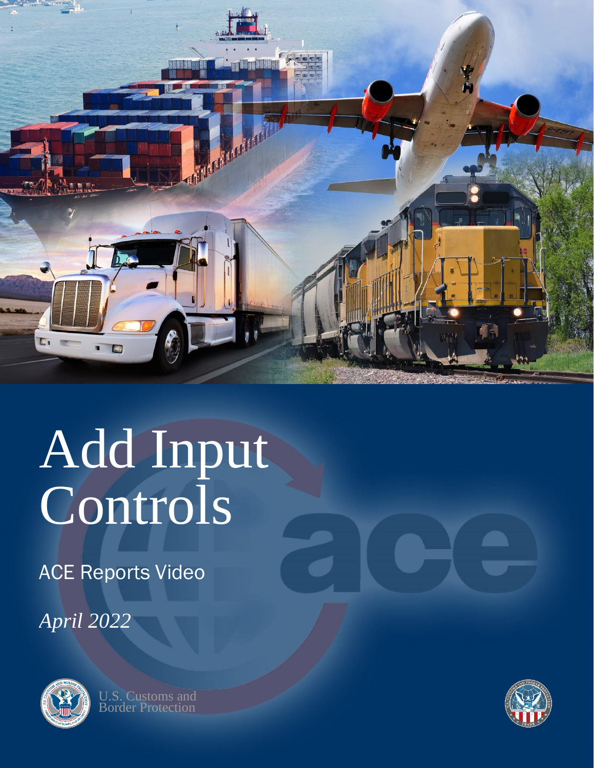# Add Input Controls

ACE Reports Video

*April 2022*

U.S. Customs and Border Protection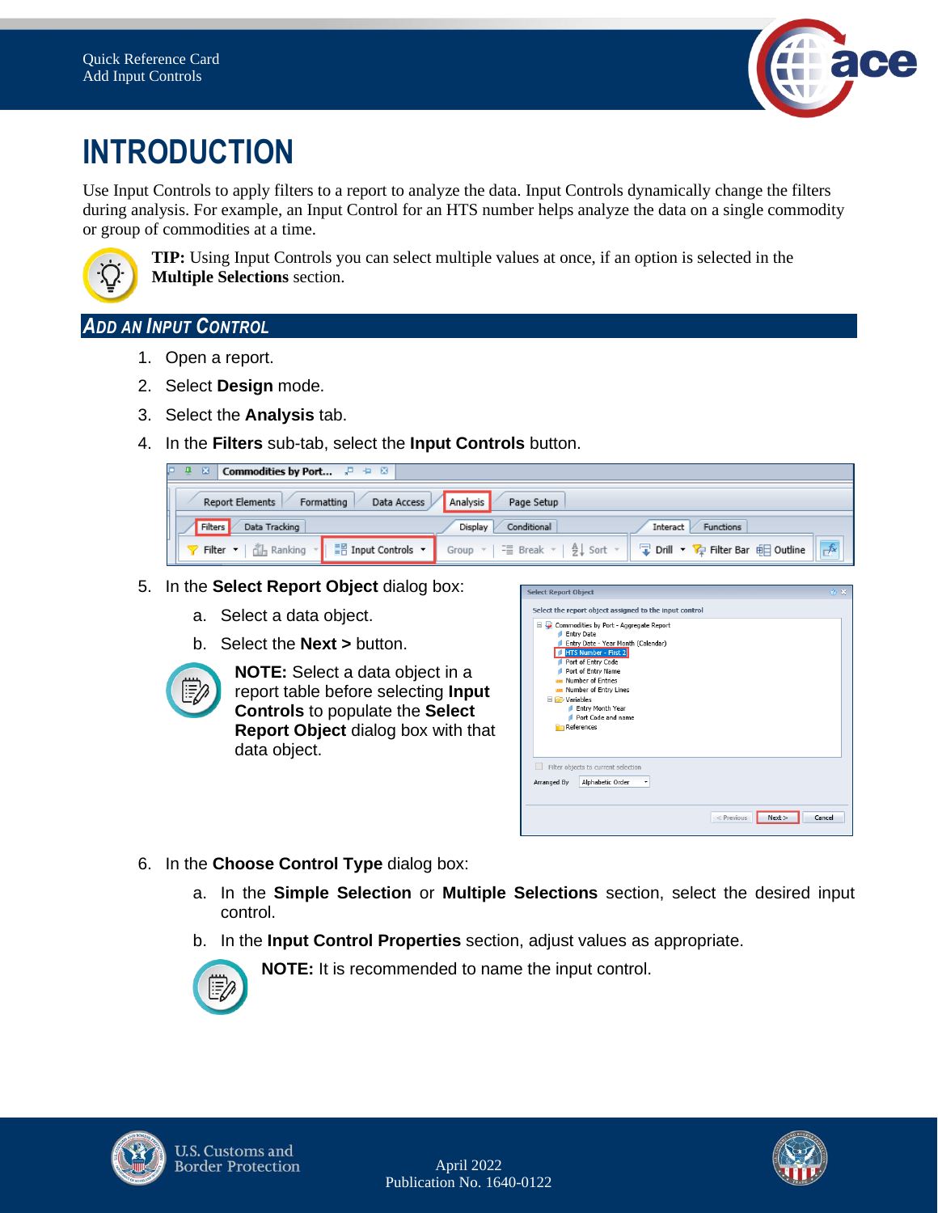# INTRODUCTION

Use Input Controls to apply filters to a report to analyze the data. Input Controls dynamically change the filters during analysis. For example, an Input Control for an HTS number helps analyze the data on a single commodity or group of commodities at a time.

**TIP:** Using Input Controls you can select multiple values at once, if an option is selected in the **Multiple Selections** section.

## ADD AN INPUT CONTROL

1. Open a report.
2. Select **Design** mode.
3. Select the **Analysis** tab.
4. In the **Filters** sub-tab, select the **Input Controls** button.
5. In the **Select Report Object** dialog box:
    a. Select a data object.
    b. Select the **Next >** button.

    **NOTE:** Select a data object in a report table before selecting **Input Controls** to populate the **Select Report Object** dialog box with that data object.

6. In the **Choose Control Type** dialog box:
    a. In the **Simple Selection** or **Multiple Selections** section, select the desired input control.
    b. In the **Input Control Properties** section, adjust values as appropriate.

    **NOTE:** It is recommended to name the input control.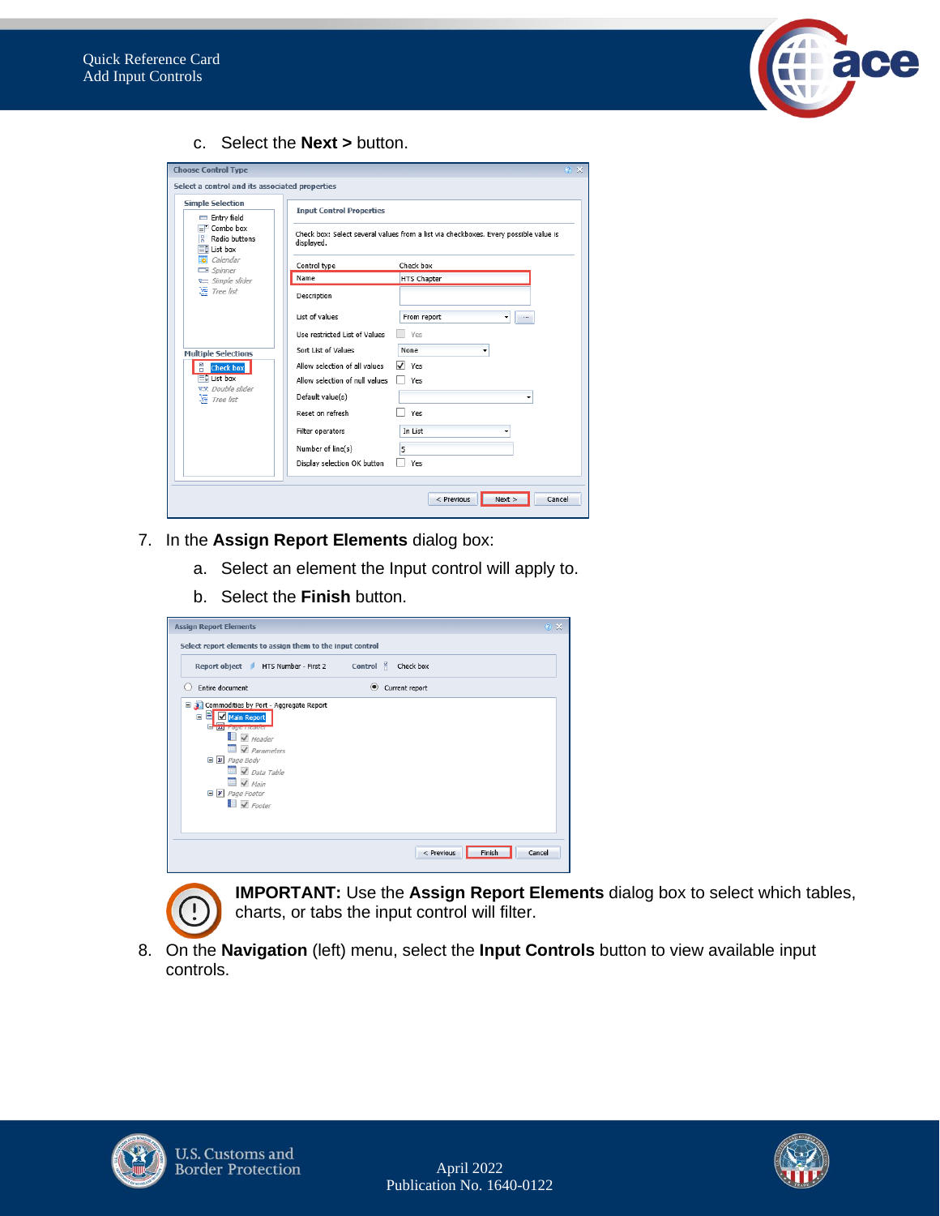c. Select the **Next >** button.

7. In the **Assign Report Elements** dialog box:

   a. Select an element the Input control will apply to.

   b. Select the **Finish** button.

**IMPORTANT:** Use the **Assign Report Elements** dialog box to select which tables, charts, or tabs the input control will filter.

8. On the **Navigation** (left) menu, select the **Input Controls** button to view available input controls.